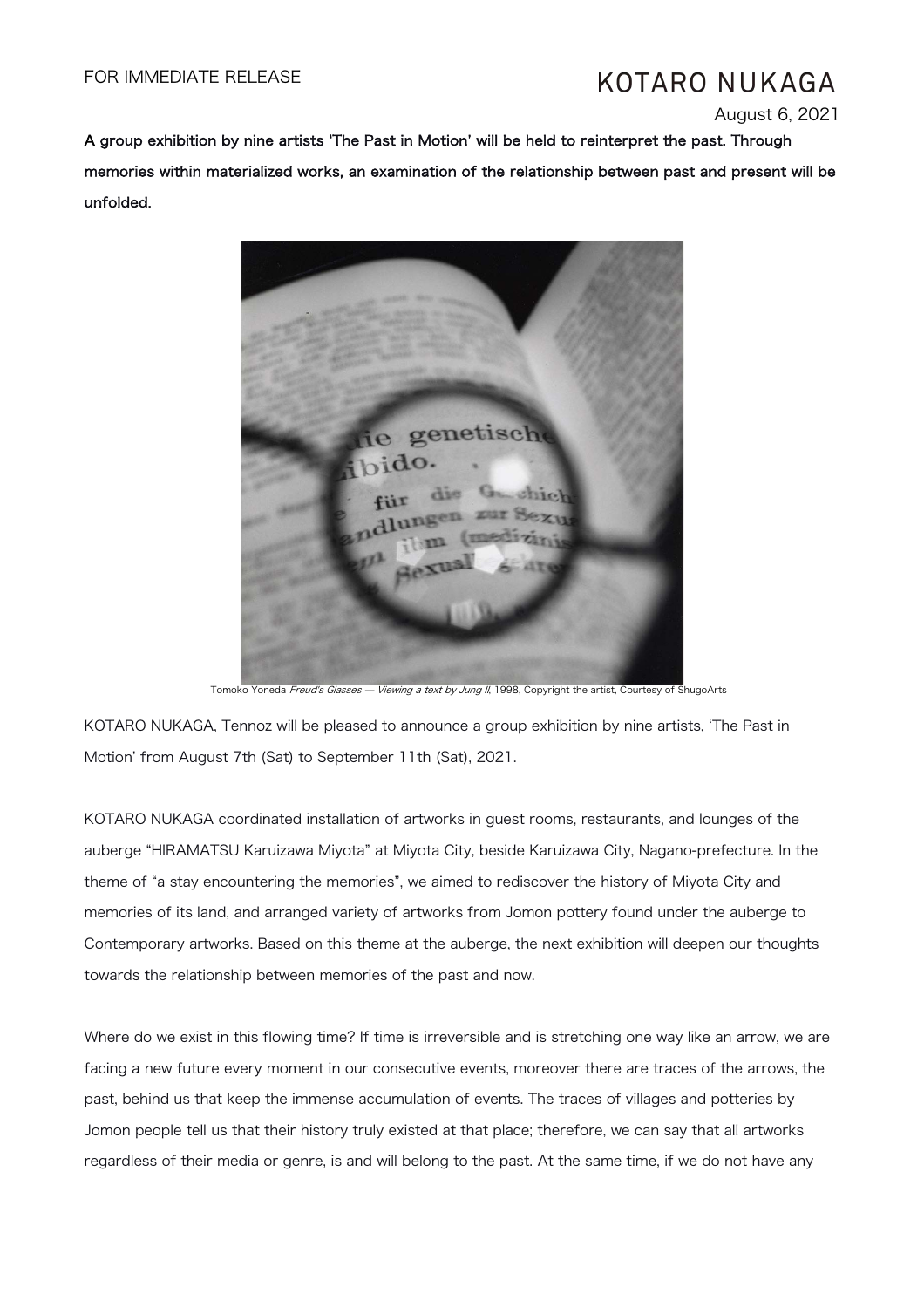FOR IMMEDIATE RELEASE

KOTARO NUKAGA

August 6, 2021

**A group exhibition by nine artists 'The Past in Motion' will be held to reinterpret the past. Through memories within materialized works, an examination of the relationship between past and present will be unfolded.**

Tomoko Yoneda *Freud's Glasses — Viewing a text by Jung II*, 1998, Copyright the artist, Courtesy of ShugoArts

KOTARO NUKAGA, Tennoz will be pleased to announce a group exhibition by nine artists, 'The Past in Motion' from August 7th (Sat) to September 11th (Sat), 2021.

KOTARO NUKAGA coordinated installation of artworks in guest rooms, restaurants, and lounges of the auberge "HIRAMATSU Karuizawa Miyota" at Miyota City, beside Karuizawa City, Nagano-prefecture. In the theme of "a stay encountering the memories", we aimed to rediscover the history of Miyota City and memories of its land, and arranged variety of artworks from Jomon pottery found under the auberge to Contemporary artworks. Based on this theme at the auberge, the next exhibition will deepen our thoughts towards the relationship between memories of the past and now.

Where do we exist in this flowing time? If time is irreversible and is stretching one way like an arrow, we are facing a new future every moment in our consecutive events, moreover there are traces of the arrows, the past, behind us that keep the immense accumulation of events. The traces of villages and potteries by Jomon people tell us that their history truly existed at that place; therefore, we can say that all artworks regardless of their media or genre, is and will belong to the past. At the same time, if we do not have any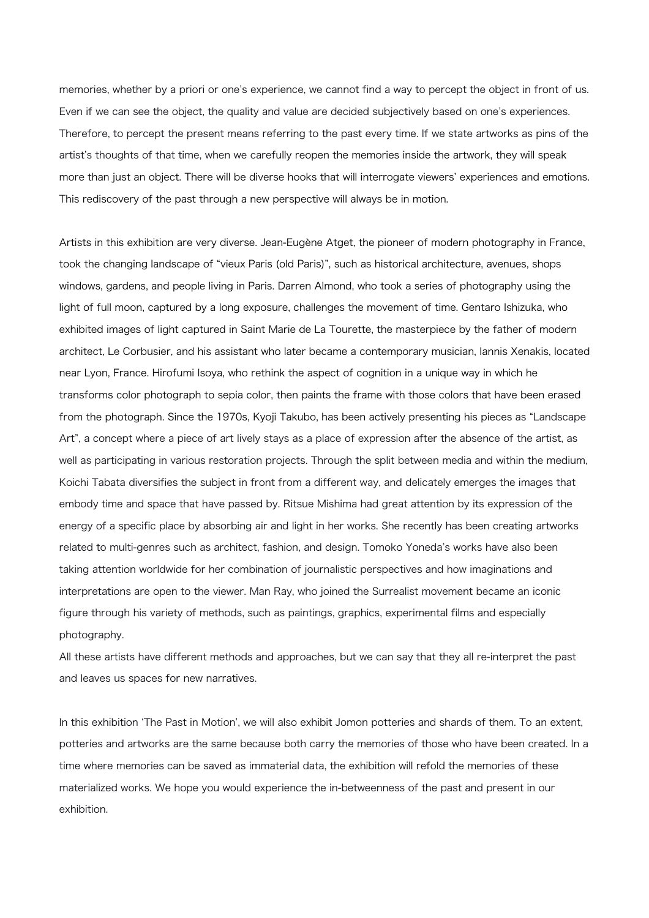memories, whether by a priori or one's experience, we cannot find a way to percept the object in front of us. Even if we can see the object, the quality and value are decided subjectively based on one's experiences. Therefore, to percept the present means referring to the past every time. If we state artworks as pins of the artist's thoughts of that time, when we carefully reopen the memories inside the artwork, they will speak more than just an object. There will be diverse hooks that will interrogate viewers' experiences and emotions. This rediscovery of the past through a new perspective will always be in motion.

Artists in this exhibition are very diverse. Jean-Eugène Atget, the pioneer of modern photography in France, took the changing landscape of "vieux Paris (old Paris)", such as historical architecture, avenues, shops windows, gardens, and people living in Paris. Darren Almond, who took a series of photography using the light of full moon, captured by a long exposure, challenges the movement of time. Gentaro Ishizuka, who exhibited images of light captured in Saint Marie de La Tourette, the masterpiece by the father of modern architect, Le Corbusier, and his assistant who later became a contemporary musician, Iannis Xenakis, located near Lyon, France. Hirofumi Isoya, who rethink the aspect of cognition in a unique way in which he transforms color photograph to sepia color, then paints the frame with those colors that have been erased from the photograph. Since the 1970s, Kyoji Takubo, has been actively presenting his pieces as "Landscape Art", a concept where a piece of art lively stays as a place of expression after the absence of the artist, as well as participating in various restoration projects. Through the split between media and within the medium, Koichi Tabata diversifies the subject in front from a different way, and delicately emerges the images that embody time and space that have passed by. Ritsue Mishima had great attention by its expression of the energy of a specific place by absorbing air and light in her works. She recently has been creating artworks related to multi-genres such as architect, fashion, and design. Tomoko Yoneda's works have also been taking attention worldwide for her combination of journalistic perspectives and how imaginations and interpretations are open to the viewer. Man Ray, who joined the Surrealist movement became an iconic figure through his variety of methods, such as paintings, graphics, experimental films and especially photography.

All these artists have different methods and approaches, but we can say that they all re-interpret the past and leaves us spaces for new narratives.

In this exhibition 'The Past in Motion', we will also exhibit Jomon potteries and shards of them. To an extent, potteries and artworks are the same because both carry the memories of those who have been created. In a time where memories can be saved as immaterial data, the exhibition will refold the memories of these materialized works. We hope you would experience the in-betweenness of the past and present in our exhibition.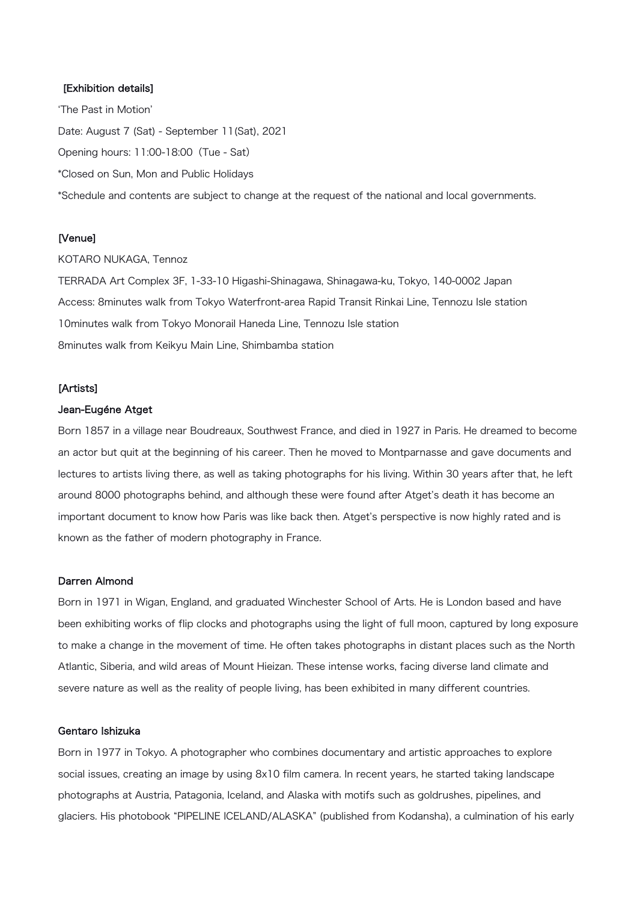[Exhibition details]

'The Past in Motion'

Date: August 7 (Sat) - September 11(Sat), 2021

Opening hours: 11:00-18:00（Tue - Sat）

*Closed on Sun, Mon and Public Holidays

*Schedule and contents are subject to change at the request of the national and local governments.

[Venue]

KOTARO NUKAGA, Tennoz

TERRADA Art Complex 3F, 1-33-10 Higashi-Shinagawa, Shinagawa-ku, Tokyo, 140-0002 Japan

Access: 8minutes walk from Tokyo Waterfront-area Rapid Transit Rinkai Line, Tennozu Isle station

10minutes walk from Tokyo Monorail Haneda Line, Tennozu Isle station

8minutes walk from Keikyu Main Line, Shimbamba station

[Artists]

**Jean-Eugéne Atget**

Born 1857 in a village near Boudreaux, Southwest France, and died in 1927 in Paris. He dreamed to become an actor but quit at the beginning of his career. Then he moved to Montparnasse and gave documents and lectures to artists living there, as well as taking photographs for his living. Within 30 years after that, he left around 8000 photographs behind, and although these were found after Atget's death it has become an important document to know how Paris was like back then. Atget's perspective is now highly rated and is known as the father of modern photography in France.

**Darren Almond**

Born in 1971 in Wigan, England, and graduated Winchester School of Arts. He is London based and have been exhibiting works of flip clocks and photographs using the light of full moon, captured by long exposure to make a change in the movement of time. He often takes photographs in distant places such as the North Atlantic, Siberia, and wild areas of Mount Hieizan. These intense works, facing diverse land climate and severe nature as well as the reality of people living, has been exhibited in many different countries.

**Gentaro Ishizuka**

Born in 1977 in Tokyo. A photographer who combines documentary and artistic approaches to explore social issues, creating an image by using 8x10 film camera. In recent years, he started taking landscape photographs at Austria, Patagonia, Iceland, and Alaska with motifs such as goldrushes, pipelines, and glaciers. His photobook "PIPELINE ICELAND/ALASKA" (published from Kodansha), a culmination of his early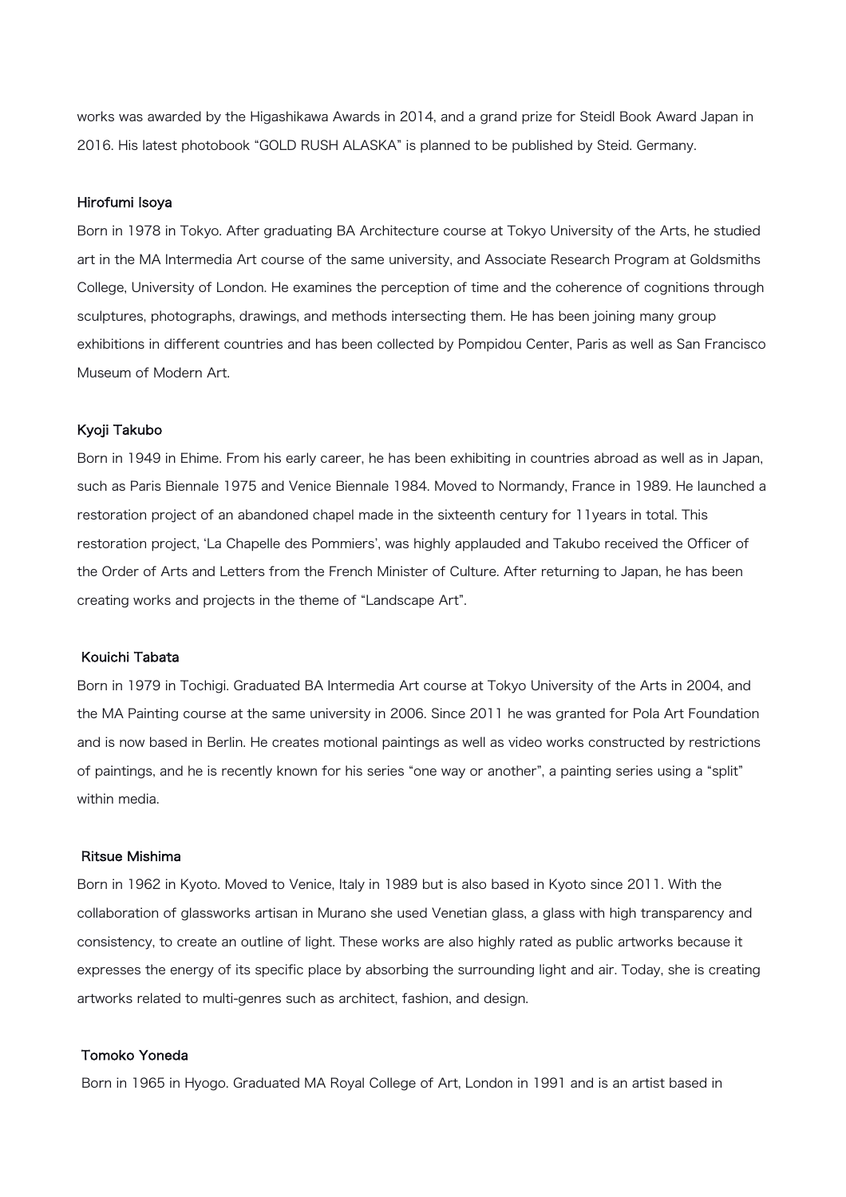works was awarded by the Higashikawa Awards in 2014, and a grand prize for Steidl Book Award Japan in 2016. His latest photobook "GOLD RUSH ALASKA" is planned to be published by Steid. Germany.

### Hirofumi Isoya

Born in 1978 in Tokyo. After graduating BA Architecture course at Tokyo University of the Arts, he studied art in the MA Intermedia Art course of the same university, and Associate Research Program at Goldsmiths College, University of London. He examines the perception of time and the coherence of cognitions through sculptures, photographs, drawings, and methods intersecting them. He has been joining many group exhibitions in different countries and has been collected by Pompidou Center, Paris as well as San Francisco Museum of Modern Art.

### Kyoji Takubo

Born in 1949 in Ehime. From his early career, he has been exhibiting in countries abroad as well as in Japan, such as Paris Biennale 1975 and Venice Biennale 1984. Moved to Normandy, France in 1989. He launched a restoration project of an abandoned chapel made in the sixteenth century for 11years in total. This restoration project, 'La Chapelle des Pommiers', was highly applauded and Takubo received the Officer of the Order of Arts and Letters from the French Minister of Culture. After returning to Japan, he has been creating works and projects in the theme of "Landscape Art".

### Kouichi Tabata

Born in 1979 in Tochigi. Graduated BA Intermedia Art course at Tokyo University of the Arts in 2004, and the MA Painting course at the same university in 2006. Since 2011 he was granted for Pola Art Foundation and is now based in Berlin. He creates motional paintings as well as video works constructed by restrictions of paintings, and he is recently known for his series "one way or another", a painting series using a "split" within media.

### Ritsue Mishima

Born in 1962 in Kyoto. Moved to Venice, Italy in 1989 but is also based in Kyoto since 2011. With the collaboration of glassworks artisan in Murano she used Venetian glass, a glass with high transparency and consistency, to create an outline of light. These works are also highly rated as public artworks because it expresses the energy of its specific place by absorbing the surrounding light and air. Today, she is creating artworks related to multi-genres such as architect, fashion, and design.

### Tomoko Yoneda

Born in 1965 in Hyogo. Graduated MA Royal College of Art, London in 1991 and is an artist based in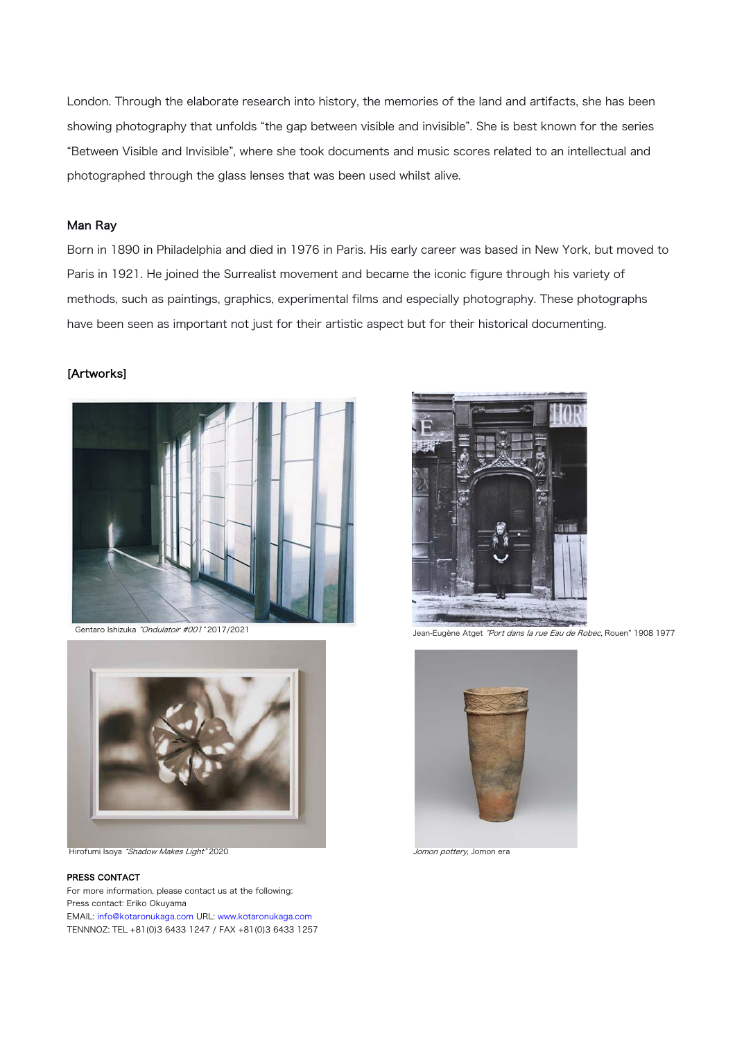London. Through the elaborate research into history, the memories of the land and artifacts, she has been showing photography that unfolds "the gap between visible and invisible". She is best known for the series "Between Visible and Invisible", where she took documents and music scores related to an intellectual and photographed through the glass lenses that was been used whilst alive.

### Man Ray

Born in 1890 in Philadelphia and died in 1976 in Paris. His early career was based in New York, but moved to Paris in 1921. He joined the Surrealist movement and became the iconic figure through his variety of methods, such as paintings, graphics, experimental films and especially photography. These photographs have been seen as important not just for their artistic aspect but for their historical documenting.

### [Artworks]

Gentaro Ishizuka *"Ondulatoir #001"* 2017/2021

Jean-Eugène Atget *"Port dans la rue Eau de Robec*, Rouen" 1908 1977

Hirofumi Isoya *"Shadow Makes Light"* 2020

*Jomon pottery*, Jomon era

**PRESS CONTACT**

For more information, please contact us at the following:
Press contact: Eriko Okuyama
EMAIL: info@kotaronukaga.com URL: www.kotaronukaga.com
TENNNOZ: TEL +81(0)3 6433 1247 / FAX +81(0)3 6433 1257